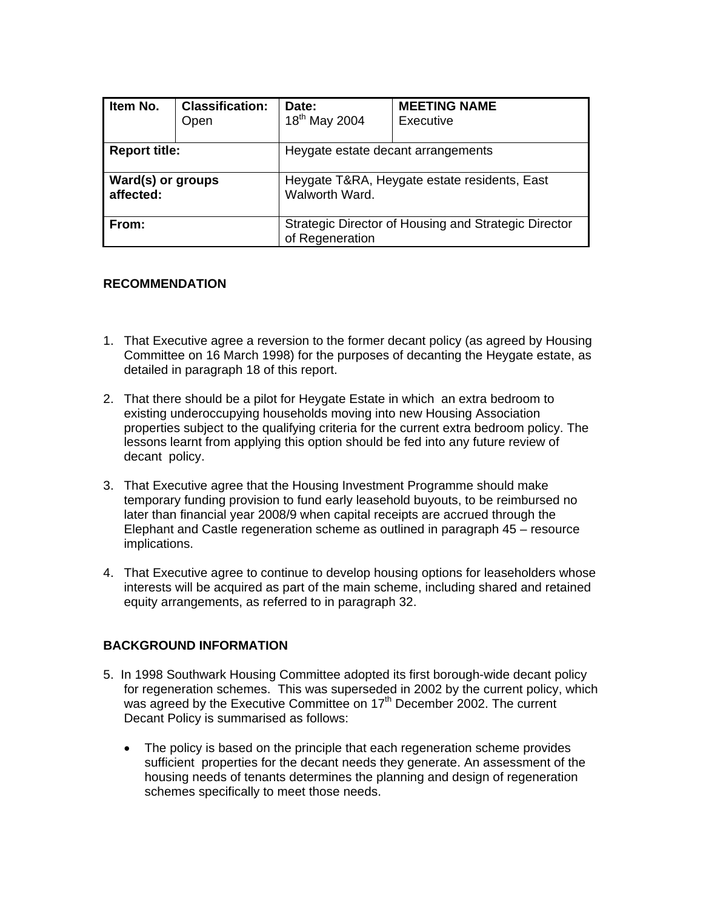| Item No. | Classification: Open | Date: 18th May 2004 | MEETING NAME Executive |
|---|---|---|---|
| **Report title:** | | Heygate estate decant arrangements | |
| **Ward(s) or groups affected:** | | Heygate T&RA, Heygate estate residents, East Walworth Ward. | |
| **From:** | | Strategic Director of Housing and Strategic Director of Regeneration | |

## RECOMMENDATION

1. That Executive agree a reversion to the former decant policy (as agreed by Housing Committee on 16 March 1998) for the purposes of decanting the Heygate estate, as detailed in paragraph 18 of this report.

2. That there should be a pilot for Heygate Estate in which an extra bedroom to existing underoccupying households moving into new Housing Association properties subject to the qualifying criteria for the current extra bedroom policy. The lessons learnt from applying this option should be fed into any future review of decant policy.

3. That Executive agree that the Housing Investment Programme should make temporary funding provision to fund early leasehold buyouts, to be reimbursed no later than financial year 2008/9 when capital receipts are accrued through the Elephant and Castle regeneration scheme as outlined in paragraph 45 – resource implications.

4. That Executive agree to continue to develop housing options for leaseholders whose interests will be acquired as part of the main scheme, including shared and retained equity arrangements, as referred to in paragraph 32.

## BACKGROUND INFORMATION

5. In 1998 Southwark Housing Committee adopted its first borough-wide decant policy for regeneration schemes. This was superseded in 2002 by the current policy, which was agreed by the Executive Committee on 17th December 2002. The current Decant Policy is summarised as follows:

   - The policy is based on the principle that each regeneration scheme provides sufficient properties for the decant needs they generate. An assessment of the housing needs of tenants determines the planning and design of regeneration schemes specifically to meet those needs.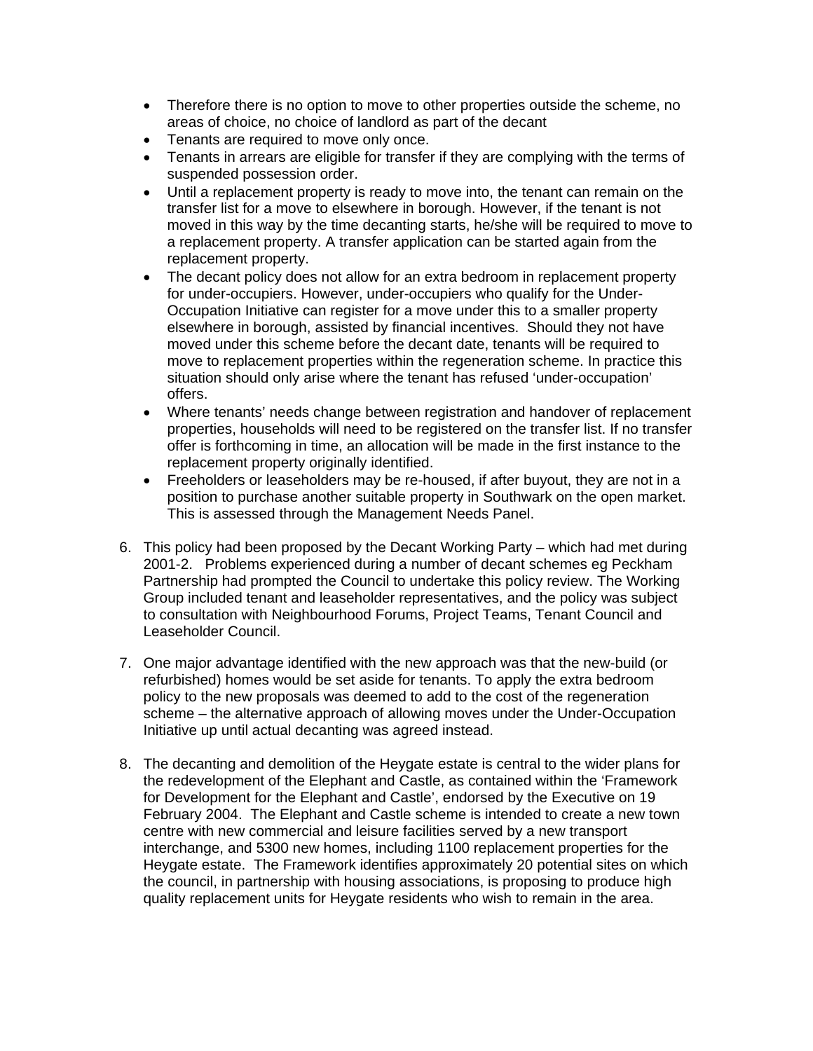- Therefore there is no option to move to other properties outside the scheme, no areas of choice, no choice of landlord as part of the decant
- Tenants are required to move only once.
- Tenants in arrears are eligible for transfer if they are complying with the terms of suspended possession order.
- Until a replacement property is ready to move into, the tenant can remain on the transfer list for a move to elsewhere in borough. However, if the tenant is not moved in this way by the time decanting starts, he/she will be required to move to a replacement property. A transfer application can be started again from the replacement property.
- The decant policy does not allow for an extra bedroom in replacement property for under-occupiers. However, under-occupiers who qualify for the Under-Occupation Initiative can register for a move under this to a smaller property elsewhere in borough, assisted by financial incentives. Should they not have moved under this scheme before the decant date, tenants will be required to move to replacement properties within the regeneration scheme. In practice this situation should only arise where the tenant has refused 'under-occupation' offers.
- Where tenants' needs change between registration and handover of replacement properties, households will need to be registered on the transfer list. If no transfer offer is forthcoming in time, an allocation will be made in the first instance to the replacement property originally identified.
- Freeholders or leaseholders may be re-housed, if after buyout, they are not in a position to purchase another suitable property in Southwark on the open market. This is assessed through the Management Needs Panel.

6. This policy had been proposed by the Decant Working Party – which had met during 2001-2. Problems experienced during a number of decant schemes eg Peckham Partnership had prompted the Council to undertake this policy review. The Working Group included tenant and leaseholder representatives, and the policy was subject to consultation with Neighbourhood Forums, Project Teams, Tenant Council and Leaseholder Council.

7. One major advantage identified with the new approach was that the new-build (or refurbished) homes would be set aside for tenants. To apply the extra bedroom policy to the new proposals was deemed to add to the cost of the regeneration scheme – the alternative approach of allowing moves under the Under-Occupation Initiative up until actual decanting was agreed instead.

8. The decanting and demolition of the Heygate estate is central to the wider plans for the redevelopment of the Elephant and Castle, as contained within the 'Framework for Development for the Elephant and Castle', endorsed by the Executive on 19 February 2004. The Elephant and Castle scheme is intended to create a new town centre with new commercial and leisure facilities served by a new transport interchange, and 5300 new homes, including 1100 replacement properties for the Heygate estate. The Framework identifies approximately 20 potential sites on which the council, in partnership with housing associations, is proposing to produce high quality replacement units for Heygate residents who wish to remain in the area.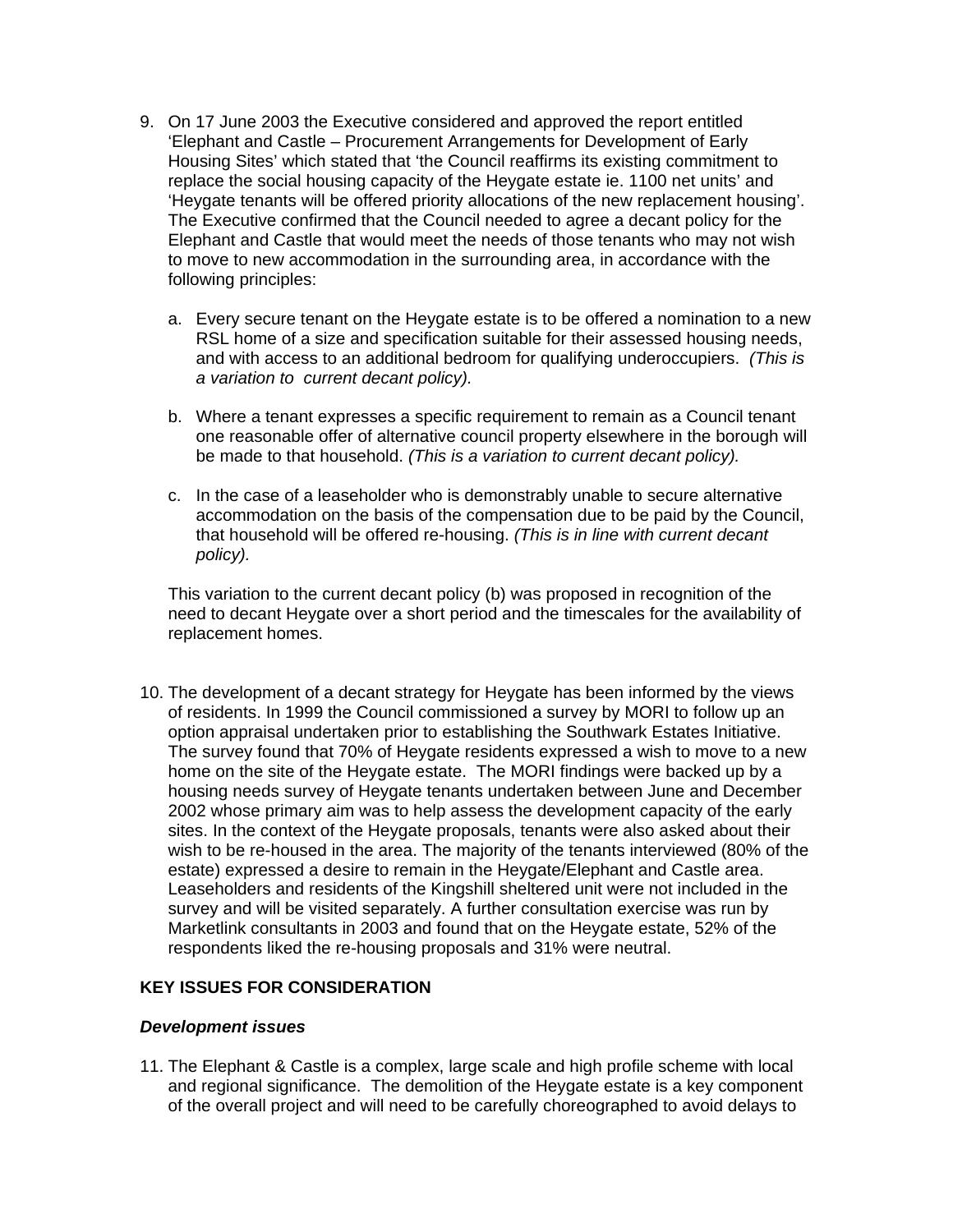9. On 17 June 2003 the Executive considered and approved the report entitled 'Elephant and Castle – Procurement Arrangements for Development of Early Housing Sites' which stated that 'the Council reaffirms its existing commitment to replace the social housing capacity of the Heygate estate ie. 1100 net units' and 'Heygate tenants will be offered priority allocations of the new replacement housing'. The Executive confirmed that the Council needed to agree a decant policy for the Elephant and Castle that would meet the needs of those tenants who may not wish to move to new accommodation in the surrounding area, in accordance with the following principles:

   a. Every secure tenant on the Heygate estate is to be offered a nomination to a new RSL home of a size and specification suitable for their assessed housing needs, and with access to an additional bedroom for qualifying underoccupiers. *(This is a variation to current decant policy).*

   b. Where a tenant expresses a specific requirement to remain as a Council tenant one reasonable offer of alternative council property elsewhere in the borough will be made to that household. *(This is a variation to current decant policy).*

   c. In the case of a leaseholder who is demonstrably unable to secure alternative accommodation on the basis of the compensation due to be paid by the Council, that household will be offered re-housing. *(This is in line with current decant policy).*

   This variation to the current decant policy (b) was proposed in recognition of the need to decant Heygate over a short period and the timescales for the availability of replacement homes.

10. The development of a decant strategy for Heygate has been informed by the views of residents. In 1999 the Council commissioned a survey by MORI to follow up an option appraisal undertaken prior to establishing the Southwark Estates Initiative. The survey found that 70% of Heygate residents expressed a wish to move to a new home on the site of the Heygate estate. The MORI findings were backed up by a housing needs survey of Heygate tenants undertaken between June and December 2002 whose primary aim was to help assess the development capacity of the early sites. In the context of the Heygate proposals, tenants were also asked about their wish to be re-housed in the area. The majority of the tenants interviewed (80% of the estate) expressed a desire to remain in the Heygate/Elephant and Castle area. Leaseholders and residents of the Kingshill sheltered unit were not included in the survey and will be visited separately. A further consultation exercise was run by Marketlink consultants in 2003 and found that on the Heygate estate, 52% of the respondents liked the re-housing proposals and 31% were neutral.

**KEY ISSUES FOR CONSIDERATION**

***Development issues***

11. The Elephant & Castle is a complex, large scale and high profile scheme with local and regional significance. The demolition of the Heygate estate is a key component of the overall project and will need to be carefully choreographed to avoid delays to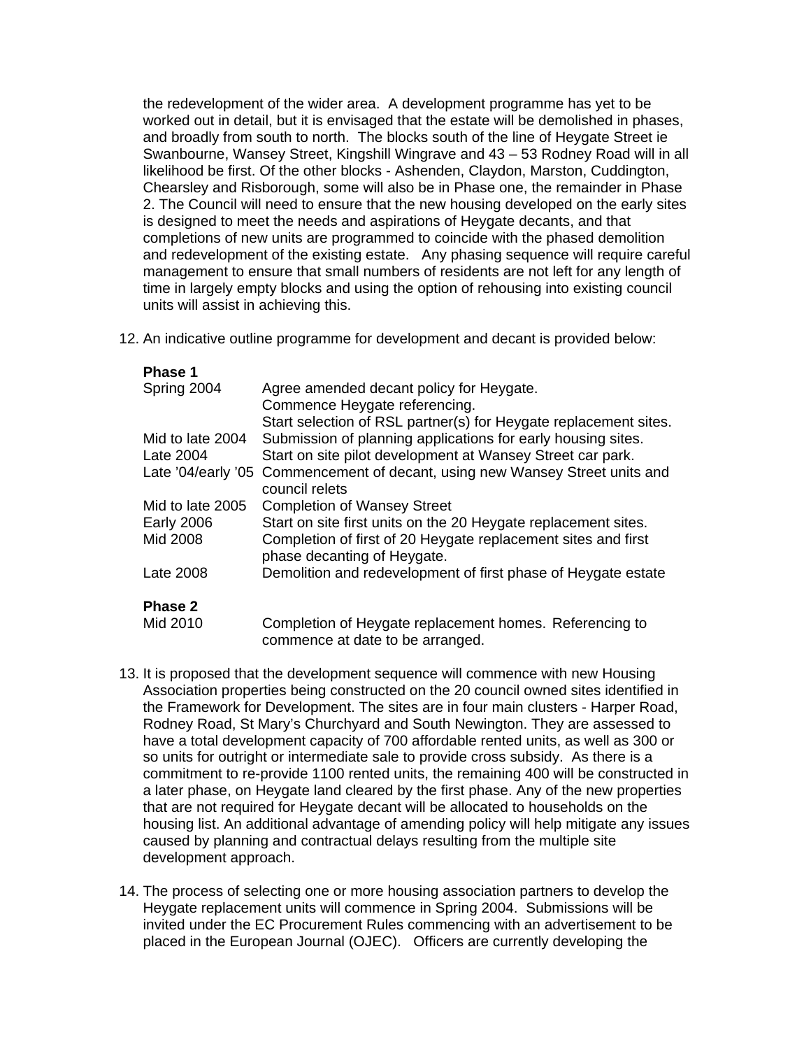the redevelopment of the wider area. A development programme has yet to be worked out in detail, but it is envisaged that the estate will be demolished in phases, and broadly from south to north. The blocks south of the line of Heygate Street ie Swanbourne, Wansey Street, Kingshill Wingrave and 43 – 53 Rodney Road will in all likelihood be first. Of the other blocks - Ashenden, Claydon, Marston, Cuddington, Chearsley and Risborough, some will also be in Phase one, the remainder in Phase 2. The Council will need to ensure that the new housing developed on the early sites is designed to meet the needs and aspirations of Heygate decants, and that completions of new units are programmed to coincide with the phased demolition and redevelopment of the existing estate. Any phasing sequence will require careful management to ensure that small numbers of residents are not left for any length of time in largely empty blocks and using the option of rehousing into existing council units will assist in achieving this.

12. An indicative outline programme for development and decant is provided below:

**Phase 1**

| | |
|---|---|
| Spring 2004 | Agree amended decant policy for Heygate.<br>Commence Heygate referencing.<br>Start selection of RSL partner(s) for Heygate replacement sites. |
| Mid to late 2004 | Submission of planning applications for early housing sites. |
| Late 2004 | Start on site pilot development at Wansey Street car park. |
| Late '04/early '05 | Commencement of decant, using new Wansey Street units and council relets |
| Mid to late 2005 | Completion of Wansey Street |
| Early 2006 | Start on site first units on the 20 Heygate replacement sites. |
| Mid 2008 | Completion of first of 20 Heygate replacement sites and first phase decanting of Heygate. |
| Late 2008 | Demolition and redevelopment of first phase of Heygate estate |

**Phase 2**

| | |
|---|---|
| Mid 2010 | Completion of Heygate replacement homes. Referencing to commence at date to be arranged. |

13. It is proposed that the development sequence will commence with new Housing Association properties being constructed on the 20 council owned sites identified in the Framework for Development. The sites are in four main clusters - Harper Road, Rodney Road, St Mary's Churchyard and South Newington. They are assessed to have a total development capacity of 700 affordable rented units, as well as 300 or so units for outright or intermediate sale to provide cross subsidy. As there is a commitment to re-provide 1100 rented units, the remaining 400 will be constructed in a later phase, on Heygate land cleared by the first phase. Any of the new properties that are not required for Heygate decant will be allocated to households on the housing list. An additional advantage of amending policy will help mitigate any issues caused by planning and contractual delays resulting from the multiple site development approach.

14. The process of selecting one or more housing association partners to develop the Heygate replacement units will commence in Spring 2004. Submissions will be invited under the EC Procurement Rules commencing with an advertisement to be placed in the European Journal (OJEC). Officers are currently developing the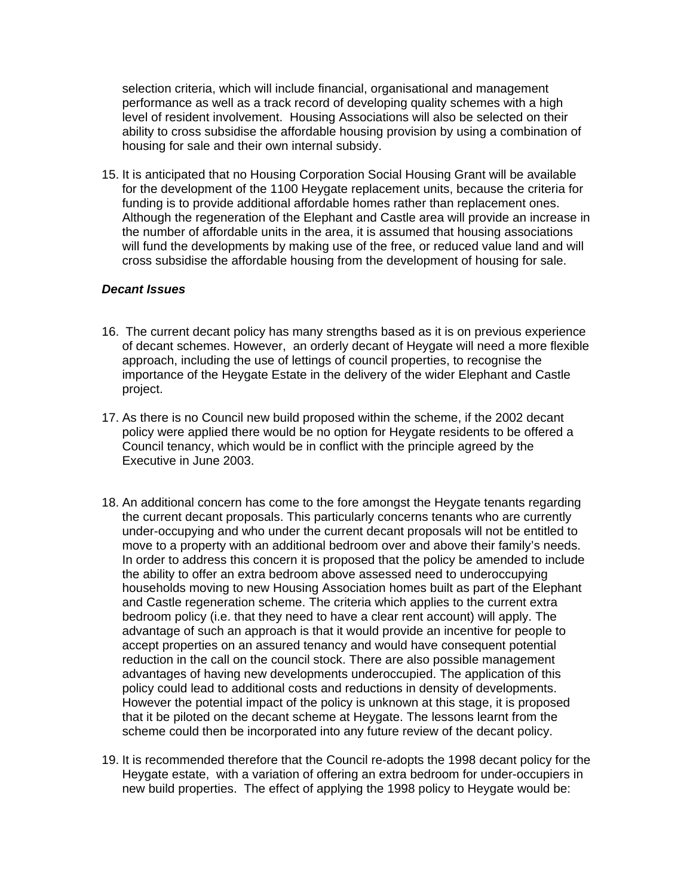selection criteria, which will include financial, organisational and management performance as well as a track record of developing quality schemes with a high level of resident involvement. Housing Associations will also be selected on their ability to cross subsidise the affordable housing provision by using a combination of housing for sale and their own internal subsidy.

15. It is anticipated that no Housing Corporation Social Housing Grant will be available for the development of the 1100 Heygate replacement units, because the criteria for funding is to provide additional affordable homes rather than replacement ones. Although the regeneration of the Elephant and Castle area will provide an increase in the number of affordable units in the area, it is assumed that housing associations will fund the developments by making use of the free, or reduced value land and will cross subsidise the affordable housing from the development of housing for sale.

***Decant Issues***

16. The current decant policy has many strengths based as it is on previous experience of decant schemes. However, an orderly decant of Heygate will need a more flexible approach, including the use of lettings of council properties, to recognise the importance of the Heygate Estate in the delivery of the wider Elephant and Castle project.

17. As there is no Council new build proposed within the scheme, if the 2002 decant policy were applied there would be no option for Heygate residents to be offered a Council tenancy, which would be in conflict with the principle agreed by the Executive in June 2003.

18. An additional concern has come to the fore amongst the Heygate tenants regarding the current decant proposals. This particularly concerns tenants who are currently under-occupying and who under the current decant proposals will not be entitled to move to a property with an additional bedroom over and above their family's needs. In order to address this concern it is proposed that the policy be amended to include the ability to offer an extra bedroom above assessed need to underoccupying households moving to new Housing Association homes built as part of the Elephant and Castle regeneration scheme. The criteria which applies to the current extra bedroom policy (i.e. that they need to have a clear rent account) will apply. The advantage of such an approach is that it would provide an incentive for people to accept properties on an assured tenancy and would have consequent potential reduction in the call on the council stock. There are also possible management advantages of having new developments underoccupied. The application of this policy could lead to additional costs and reductions in density of developments. However the potential impact of the policy is unknown at this stage, it is proposed that it be piloted on the decant scheme at Heygate. The lessons learnt from the scheme could then be incorporated into any future review of the decant policy.

19. It is recommended therefore that the Council re-adopts the 1998 decant policy for the Heygate estate, with a variation of offering an extra bedroom for under-occupiers in new build properties. The effect of applying the 1998 policy to Heygate would be: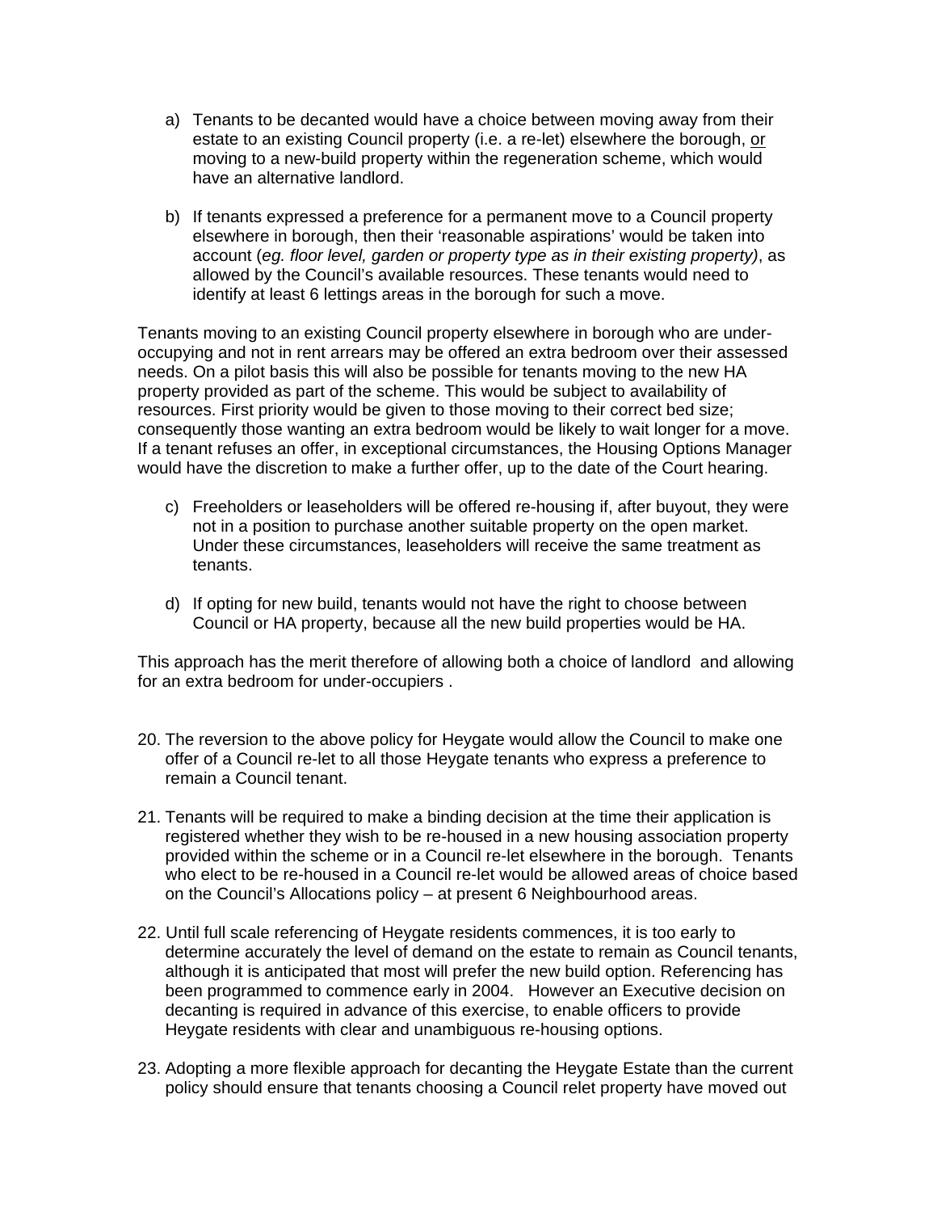a) Tenants to be decanted would have a choice between moving away from their estate to an existing Council property (i.e. a re-let) elsewhere the borough, <u>or</u> moving to a new-build property within the regeneration scheme, which would have an alternative landlord.

b) If tenants expressed a preference for a permanent move to a Council property elsewhere in borough, then their 'reasonable aspirations' would be taken into account (*eg. floor level, garden or property type as in their existing property)*, as allowed by the Council's available resources. These tenants would need to identify at least 6 lettings areas in the borough for such a move.

Tenants moving to an existing Council property elsewhere in borough who are under-occupying and not in rent arrears may be offered an extra bedroom over their assessed needs. On a pilot basis this will also be possible for tenants moving to the new HA property provided as part of the scheme. This would be subject to availability of resources. First priority would be given to those moving to their correct bed size; consequently those wanting an extra bedroom would be likely to wait longer for a move. If a tenant refuses an offer, in exceptional circumstances, the Housing Options Manager would have the discretion to make a further offer, up to the date of the Court hearing.

c) Freeholders or leaseholders will be offered re-housing if, after buyout, they were not in a position to purchase another suitable property on the open market. Under these circumstances, leaseholders will receive the same treatment as tenants.

d) If opting for new build, tenants would not have the right to choose between Council or HA property, because all the new build properties would be HA.

This approach has the merit therefore of allowing both a choice of landlord and allowing for an extra bedroom for under-occupiers .

20. The reversion to the above policy for Heygate would allow the Council to make one offer of a Council re-let to all those Heygate tenants who express a preference to remain a Council tenant.

21. Tenants will be required to make a binding decision at the time their application is registered whether they wish to be re-housed in a new housing association property provided within the scheme or in a Council re-let elsewhere in the borough. Tenants who elect to be re-housed in a Council re-let would be allowed areas of choice based on the Council's Allocations policy – at present 6 Neighbourhood areas.

22. Until full scale referencing of Heygate residents commences, it is too early to determine accurately the level of demand on the estate to remain as Council tenants, although it is anticipated that most will prefer the new build option. Referencing has been programmed to commence early in 2004. However an Executive decision on decanting is required in advance of this exercise, to enable officers to provide Heygate residents with clear and unambiguous re-housing options.

23. Adopting a more flexible approach for decanting the Heygate Estate than the current policy should ensure that tenants choosing a Council relet property have moved out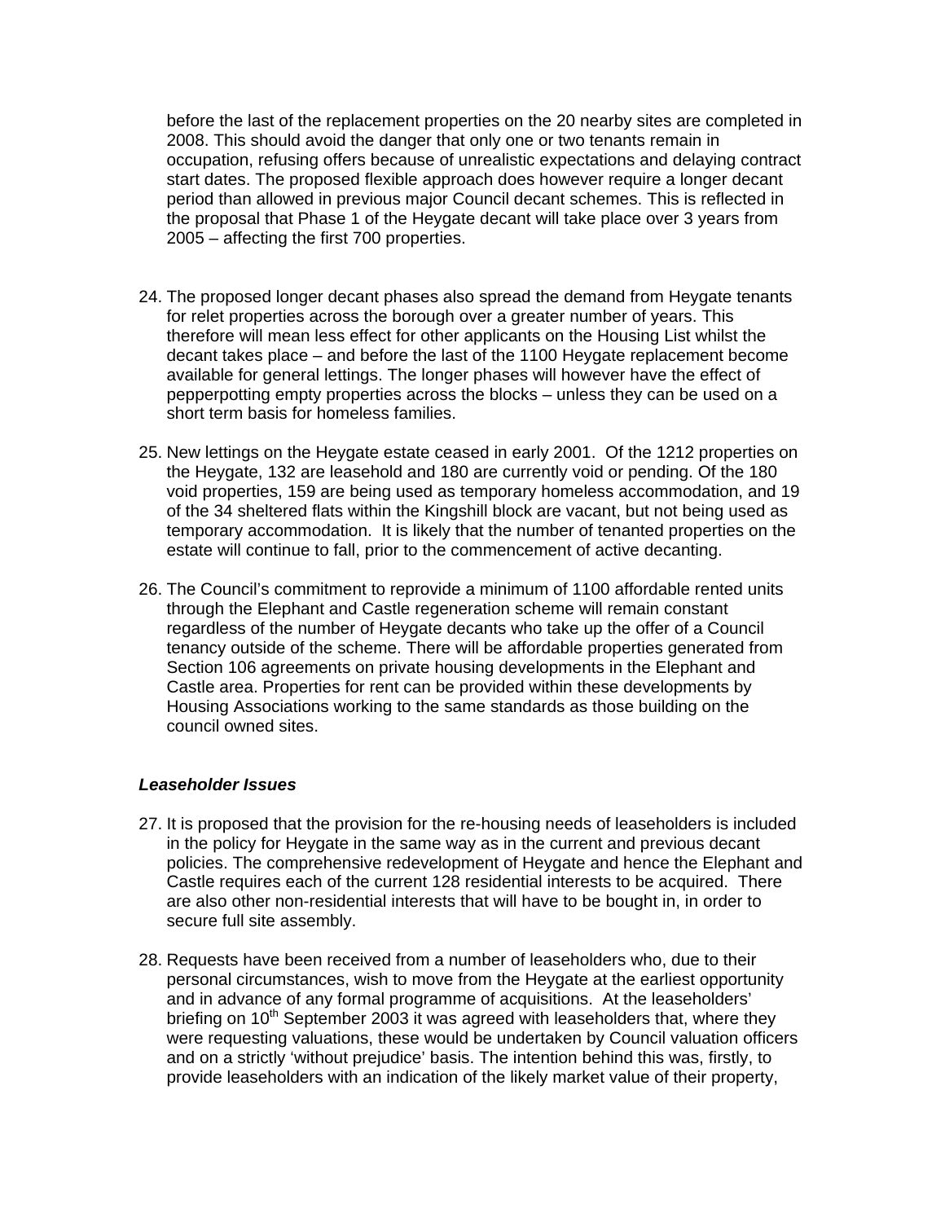before the last of the replacement properties on the 20 nearby sites are completed in 2008. This should avoid the danger that only one or two tenants remain in occupation, refusing offers because of unrealistic expectations and delaying contract start dates. The proposed flexible approach does however require a longer decant period than allowed in previous major Council decant schemes. This is reflected in the proposal that Phase 1 of the Heygate decant will take place over 3 years from 2005 – affecting the first 700 properties.

24. The proposed longer decant phases also spread the demand from Heygate tenants for relet properties across the borough over a greater number of years. This therefore will mean less effect for other applicants on the Housing List whilst the decant takes place – and before the last of the 1100 Heygate replacement become available for general lettings. The longer phases will however have the effect of pepperpotting empty properties across the blocks – unless they can be used on a short term basis for homeless families.

25. New lettings on the Heygate estate ceased in early 2001. Of the 1212 properties on the Heygate, 132 are leasehold and 180 are currently void or pending. Of the 180 void properties, 159 are being used as temporary homeless accommodation, and 19 of the 34 sheltered flats within the Kingshill block are vacant, but not being used as temporary accommodation. It is likely that the number of tenanted properties on the estate will continue to fall, prior to the commencement of active decanting.

26. The Council's commitment to reprovide a minimum of 1100 affordable rented units through the Elephant and Castle regeneration scheme will remain constant regardless of the number of Heygate decants who take up the offer of a Council tenancy outside of the scheme. There will be affordable properties generated from Section 106 agreements on private housing developments in the Elephant and Castle area. Properties for rent can be provided within these developments by Housing Associations working to the same standards as those building on the council owned sites.

### ***Leaseholder Issues***

27. It is proposed that the provision for the re-housing needs of leaseholders is included in the policy for Heygate in the same way as in the current and previous decant policies. The comprehensive redevelopment of Heygate and hence the Elephant and Castle requires each of the current 128 residential interests to be acquired. There are also other non-residential interests that will have to be bought in, in order to secure full site assembly.

28. Requests have been received from a number of leaseholders who, due to their personal circumstances, wish to move from the Heygate at the earliest opportunity and in advance of any formal programme of acquisitions. At the leaseholders' briefing on 10th September 2003 it was agreed with leaseholders that, where they were requesting valuations, these would be undertaken by Council valuation officers and on a strictly 'without prejudice' basis. The intention behind this was, firstly, to provide leaseholders with an indication of the likely market value of their property,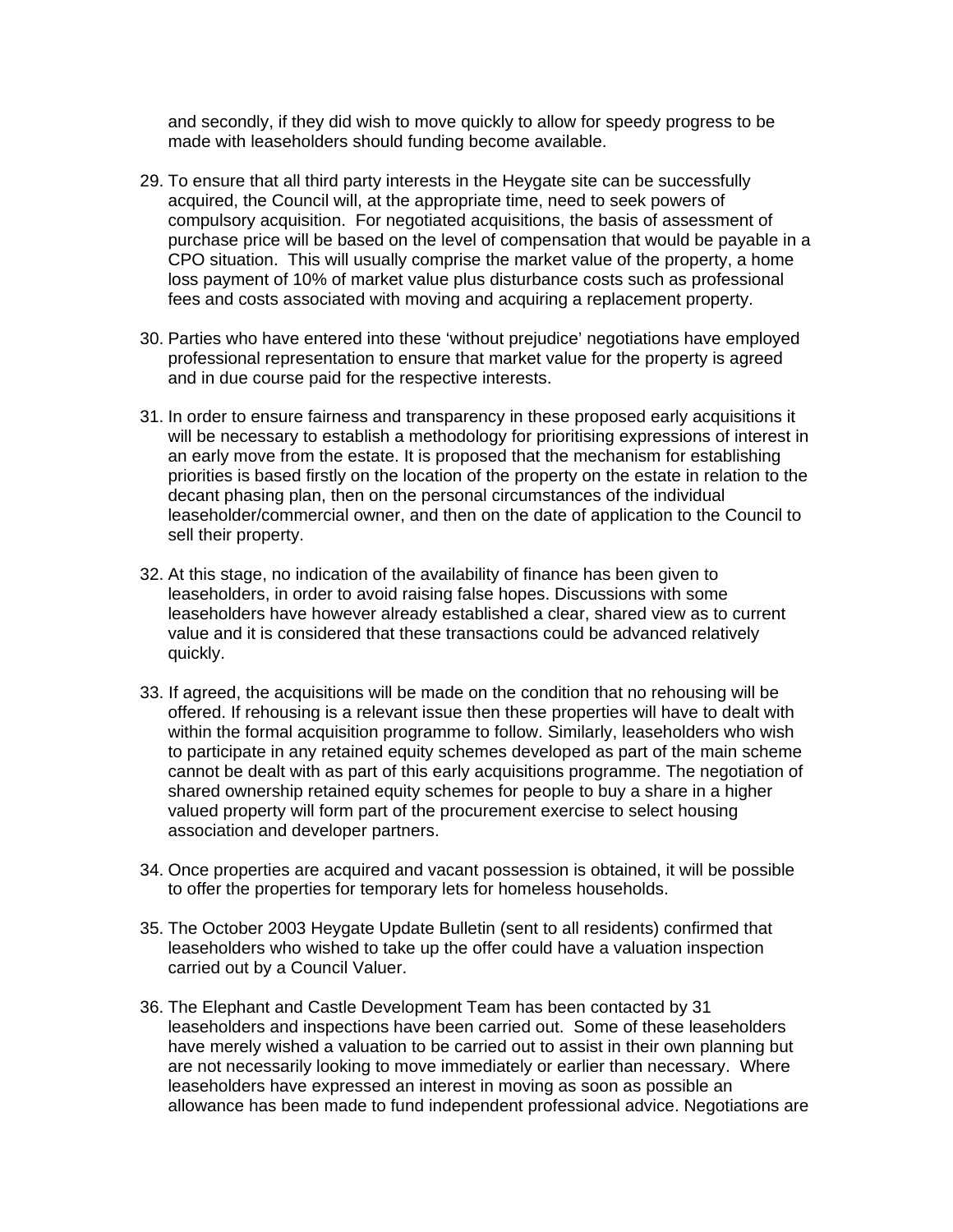and secondly, if they did wish to move quickly to allow for speedy progress to be made with leaseholders should funding become available.

29. To ensure that all third party interests in the Heygate site can be successfully acquired, the Council will, at the appropriate time, need to seek powers of compulsory acquisition. For negotiated acquisitions, the basis of assessment of purchase price will be based on the level of compensation that would be payable in a CPO situation. This will usually comprise the market value of the property, a home loss payment of 10% of market value plus disturbance costs such as professional fees and costs associated with moving and acquiring a replacement property.

30. Parties who have entered into these 'without prejudice' negotiations have employed professional representation to ensure that market value for the property is agreed and in due course paid for the respective interests.

31. In order to ensure fairness and transparency in these proposed early acquisitions it will be necessary to establish a methodology for prioritising expressions of interest in an early move from the estate. It is proposed that the mechanism for establishing priorities is based firstly on the location of the property on the estate in relation to the decant phasing plan, then on the personal circumstances of the individual leaseholder/commercial owner, and then on the date of application to the Council to sell their property.

32. At this stage, no indication of the availability of finance has been given to leaseholders, in order to avoid raising false hopes. Discussions with some leaseholders have however already established a clear, shared view as to current value and it is considered that these transactions could be advanced relatively quickly.

33. If agreed, the acquisitions will be made on the condition that no rehousing will be offered. If rehousing is a relevant issue then these properties will have to dealt with within the formal acquisition programme to follow. Similarly, leaseholders who wish to participate in any retained equity schemes developed as part of the main scheme cannot be dealt with as part of this early acquisitions programme. The negotiation of shared ownership retained equity schemes for people to buy a share in a higher valued property will form part of the procurement exercise to select housing association and developer partners.

34. Once properties are acquired and vacant possession is obtained, it will be possible to offer the properties for temporary lets for homeless households.

35. The October 2003 Heygate Update Bulletin (sent to all residents) confirmed that leaseholders who wished to take up the offer could have a valuation inspection carried out by a Council Valuer.

36. The Elephant and Castle Development Team has been contacted by 31 leaseholders and inspections have been carried out. Some of these leaseholders have merely wished a valuation to be carried out to assist in their own planning but are not necessarily looking to move immediately or earlier than necessary. Where leaseholders have expressed an interest in moving as soon as possible an allowance has been made to fund independent professional advice. Negotiations are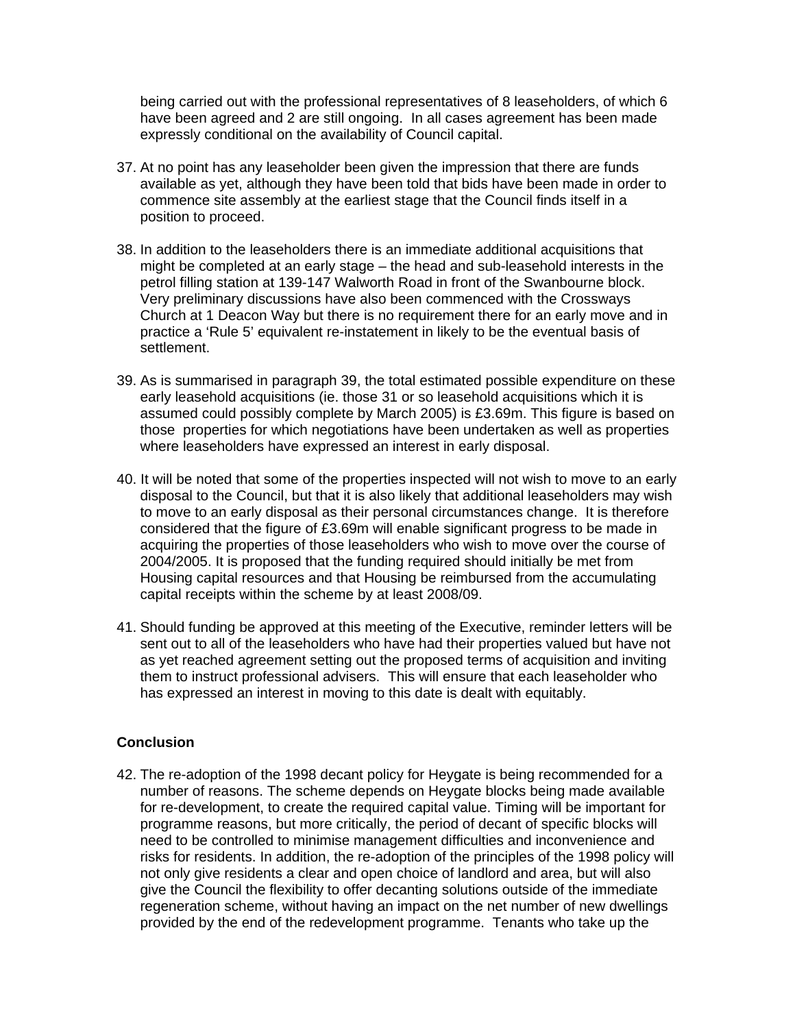being carried out with the professional representatives of 8 leaseholders, of which 6 have been agreed and 2 are still ongoing. In all cases agreement has been made expressly conditional on the availability of Council capital.

37. At no point has any leaseholder been given the impression that there are funds available as yet, although they have been told that bids have been made in order to commence site assembly at the earliest stage that the Council finds itself in a position to proceed.

38. In addition to the leaseholders there is an immediate additional acquisitions that might be completed at an early stage – the head and sub-leasehold interests in the petrol filling station at 139-147 Walworth Road in front of the Swanbourne block. Very preliminary discussions have also been commenced with the Crossways Church at 1 Deacon Way but there is no requirement there for an early move and in practice a 'Rule 5' equivalent re-instatement in likely to be the eventual basis of settlement.

39. As is summarised in paragraph 39, the total estimated possible expenditure on these early leasehold acquisitions (ie. those 31 or so leasehold acquisitions which it is assumed could possibly complete by March 2005) is £3.69m. This figure is based on those properties for which negotiations have been undertaken as well as properties where leaseholders have expressed an interest in early disposal.

40. It will be noted that some of the properties inspected will not wish to move to an early disposal to the Council, but that it is also likely that additional leaseholders may wish to move to an early disposal as their personal circumstances change. It is therefore considered that the figure of £3.69m will enable significant progress to be made in acquiring the properties of those leaseholders who wish to move over the course of 2004/2005. It is proposed that the funding required should initially be met from Housing capital resources and that Housing be reimbursed from the accumulating capital receipts within the scheme by at least 2008/09.

41. Should funding be approved at this meeting of the Executive, reminder letters will be sent out to all of the leaseholders who have had their properties valued but have not as yet reached agreement setting out the proposed terms of acquisition and inviting them to instruct professional advisers. This will ensure that each leaseholder who has expressed an interest in moving to this date is dealt with equitably.

**Conclusion**

42. The re-adoption of the 1998 decant policy for Heygate is being recommended for a number of reasons. The scheme depends on Heygate blocks being made available for re-development, to create the required capital value. Timing will be important for programme reasons, but more critically, the period of decant of specific blocks will need to be controlled to minimise management difficulties and inconvenience and risks for residents. In addition, the re-adoption of the principles of the 1998 policy will not only give residents a clear and open choice of landlord and area, but will also give the Council the flexibility to offer decanting solutions outside of the immediate regeneration scheme, without having an impact on the net number of new dwellings provided by the end of the redevelopment programme. Tenants who take up the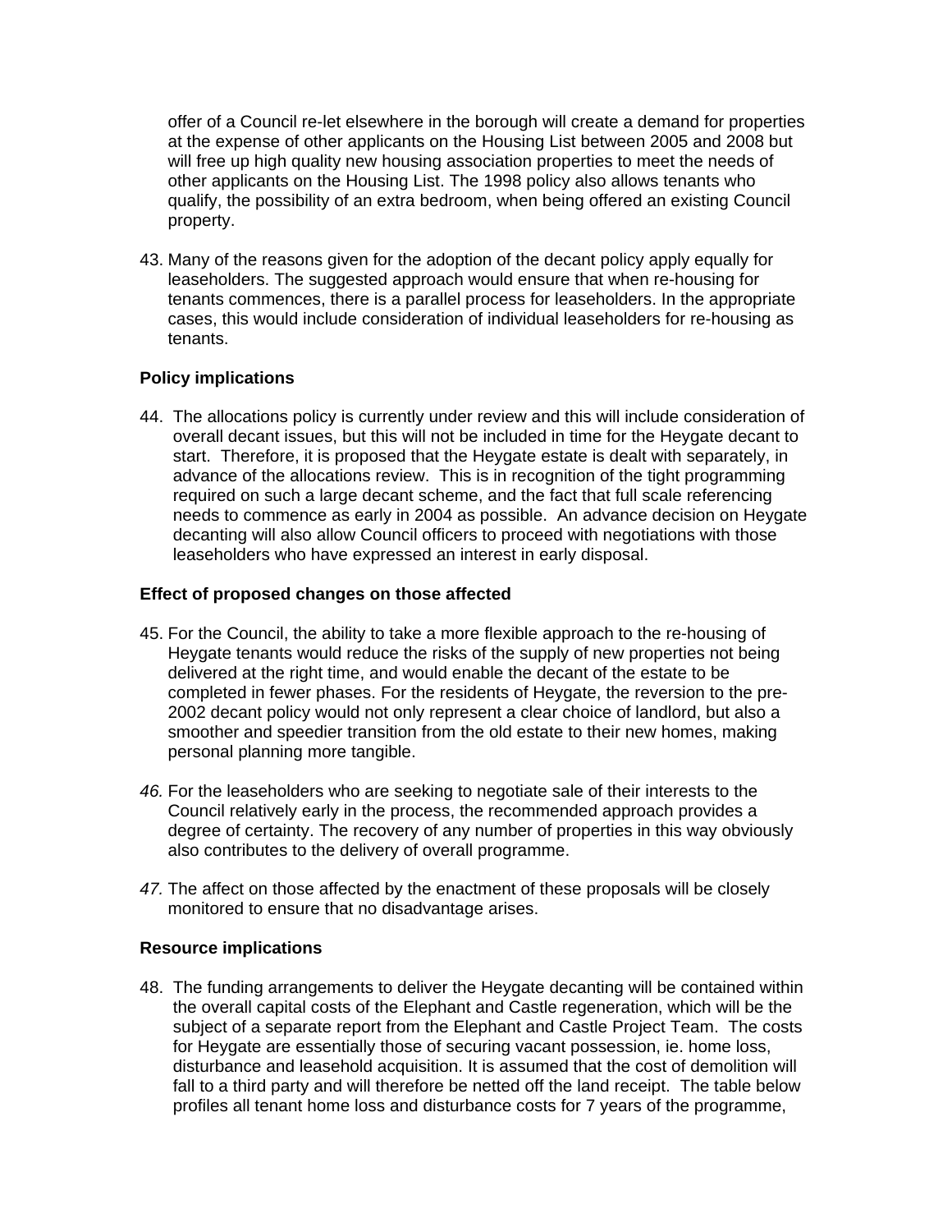offer of a Council re-let elsewhere in the borough will create a demand for properties at the expense of other applicants on the Housing List between 2005 and 2008 but will free up high quality new housing association properties to meet the needs of other applicants on the Housing List. The 1998 policy also allows tenants who qualify, the possibility of an extra bedroom, when being offered an existing Council property.

43. Many of the reasons given for the adoption of the decant policy apply equally for leaseholders. The suggested approach would ensure that when re-housing for tenants commences, there is a parallel process for leaseholders. In the appropriate cases, this would include consideration of individual leaseholders for re-housing as tenants.

**Policy implications**

44. The allocations policy is currently under review and this will include consideration of overall decant issues, but this will not be included in time for the Heygate decant to start. Therefore, it is proposed that the Heygate estate is dealt with separately, in advance of the allocations review. This is in recognition of the tight programming required on such a large decant scheme, and the fact that full scale referencing needs to commence as early in 2004 as possible. An advance decision on Heygate decanting will also allow Council officers to proceed with negotiations with those leaseholders who have expressed an interest in early disposal.

**Effect of proposed changes on those affected**

45. For the Council, the ability to take a more flexible approach to the re-housing of Heygate tenants would reduce the risks of the supply of new properties not being delivered at the right time, and would enable the decant of the estate to be completed in fewer phases. For the residents of Heygate, the reversion to the pre-2002 decant policy would not only represent a clear choice of landlord, but also a smoother and speedier transition from the old estate to their new homes, making personal planning more tangible.

*46.* For the leaseholders who are seeking to negotiate sale of their interests to the Council relatively early in the process, the recommended approach provides a degree of certainty. The recovery of any number of properties in this way obviously also contributes to the delivery of overall programme.

*47.* The affect on those affected by the enactment of these proposals will be closely monitored to ensure that no disadvantage arises.

**Resource implications**

48. The funding arrangements to deliver the Heygate decanting will be contained within the overall capital costs of the Elephant and Castle regeneration, which will be the subject of a separate report from the Elephant and Castle Project Team. The costs for Heygate are essentially those of securing vacant possession, ie. home loss, disturbance and leasehold acquisition. It is assumed that the cost of demolition will fall to a third party and will therefore be netted off the land receipt. The table below profiles all tenant home loss and disturbance costs for 7 years of the programme,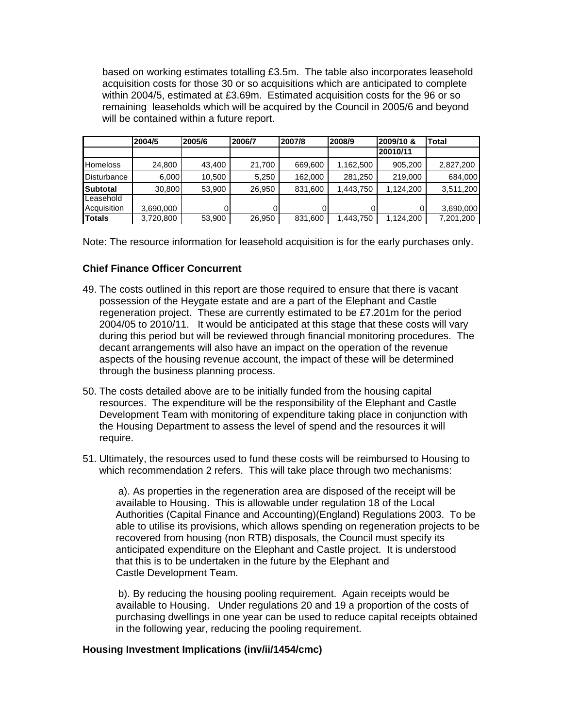based on working estimates totalling £3.5m. The table also incorporates leasehold acquisition costs for those 30 or so acquisitions which are anticipated to complete within 2004/5, estimated at £3.69m. Estimated acquisition costs for the 96 or so remaining leaseholds which will be acquired by the Council in 2005/6 and beyond will be contained within a future report.

| | 2004/5 | 2005/6 | 2006/7 | 2007/8 | 2008/9 | 2009/10 & 20010/11 | Total |
|---|---|---|---|---|---|---|---|
| Homeloss | 24,800 | 43,400 | 21,700 | 669,600 | 1,162,500 | 905,200 | 2,827,200 |
| Disturbance | 6,000 | 10,500 | 5,250 | 162,000 | 281,250 | 219,000 | 684,000 |
| **Subtotal** | 30,800 | 53,900 | 26,950 | 831,600 | 1,443,750 | 1,124,200 | 3,511,200 |
| Leasehold Acquisition | 3,690,000 | 0 | 0 | 0 | 0 | 0 | 3,690,000 |
| **Totals** | 3,720,800 | 53,900 | 26,950 | 831,600 | 1,443,750 | 1,124,200 | 7,201,200 |

Note: The resource information for leasehold acquisition is for the early purchases only.

**Chief Finance Officer Concurrent**

49. The costs outlined in this report are those required to ensure that there is vacant possession of the Heygate estate and are a part of the Elephant and Castle regeneration project. These are currently estimated to be £7.201m for the period 2004/05 to 2010/11. It would be anticipated at this stage that these costs will vary during this period but will be reviewed through financial monitoring procedures. The decant arrangements will also have an impact on the operation of the revenue aspects of the housing revenue account, the impact of these will be determined through the business planning process.

50. The costs detailed above are to be initially funded from the housing capital resources. The expenditure will be the responsibility of the Elephant and Castle Development Team with monitoring of expenditure taking place in conjunction with the Housing Department to assess the level of spend and the resources it will require.

51. Ultimately, the resources used to fund these costs will be reimbursed to Housing to which recommendation 2 refers. This will take place through two mechanisms:

    a). As properties in the regeneration area are disposed of the receipt will be available to Housing. This is allowable under regulation 18 of the Local Authorities (Capital Finance and Accounting)(England) Regulations 2003. To be able to utilise its provisions, which allows spending on regeneration projects to be recovered from housing (non RTB) disposals, the Council must specify its anticipated expenditure on the Elephant and Castle project. It is understood that this is to be undertaken in the future by the Elephant and Castle Development Team.

    b). By reducing the housing pooling requirement. Again receipts would be available to Housing. Under regulations 20 and 19 a proportion of the costs of purchasing dwellings in one year can be used to reduce capital receipts obtained in the following year, reducing the pooling requirement.

**Housing Investment Implications (inv/ii/1454/cmc)**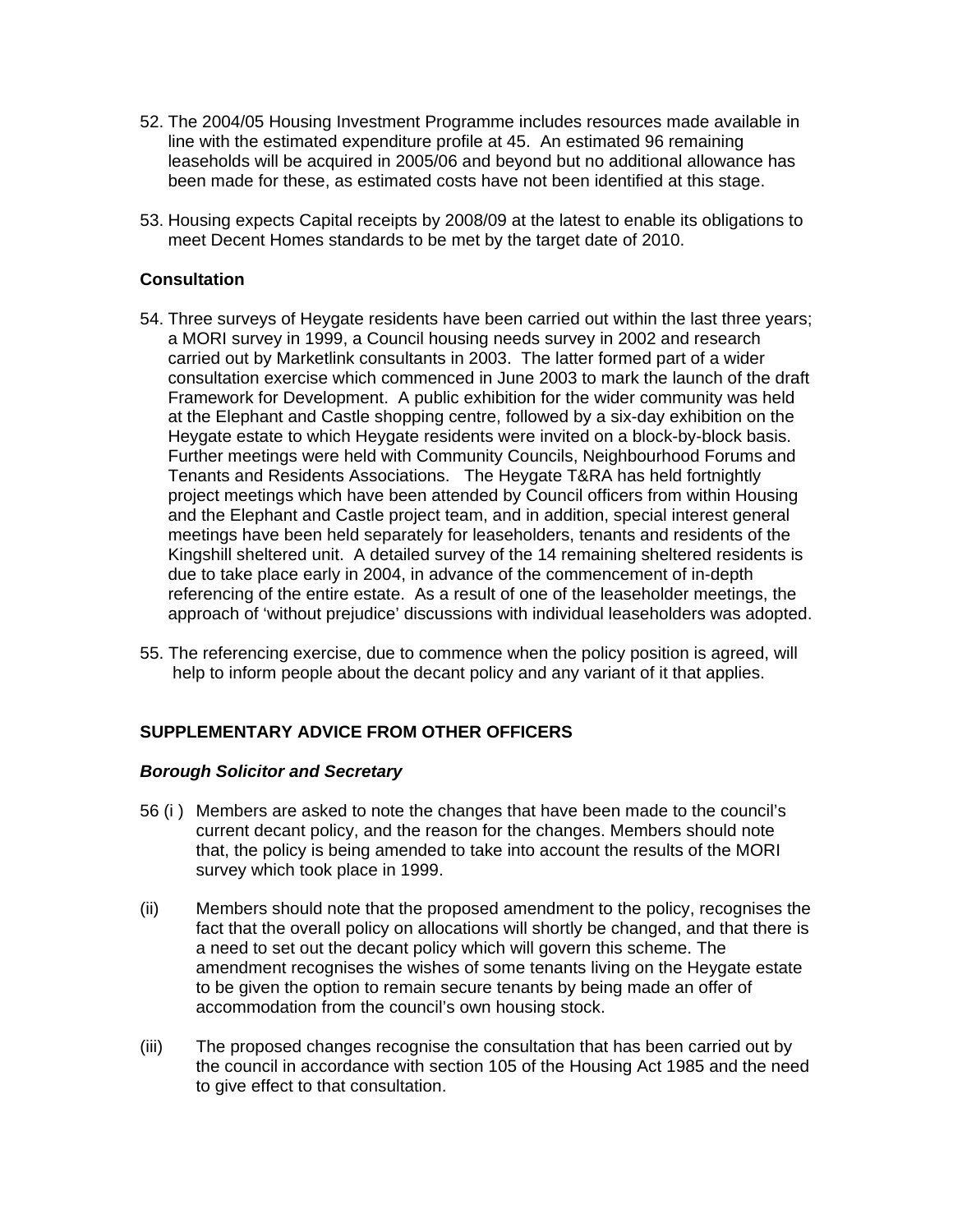52. The 2004/05 Housing Investment Programme includes resources made available in line with the estimated expenditure profile at 45. An estimated 96 remaining leaseholds will be acquired in 2005/06 and beyond but no additional allowance has been made for these, as estimated costs have not been identified at this stage.

53. Housing expects Capital receipts by 2008/09 at the latest to enable its obligations to meet Decent Homes standards to be met by the target date of 2010.

**Consultation**

54. Three surveys of Heygate residents have been carried out within the last three years; a MORI survey in 1999, a Council housing needs survey in 2002 and research carried out by Marketlink consultants in 2003. The latter formed part of a wider consultation exercise which commenced in June 2003 to mark the launch of the draft Framework for Development. A public exhibition for the wider community was held at the Elephant and Castle shopping centre, followed by a six-day exhibition on the Heygate estate to which Heygate residents were invited on a block-by-block basis. Further meetings were held with Community Councils, Neighbourhood Forums and Tenants and Residents Associations. The Heygate T&RA has held fortnightly project meetings which have been attended by Council officers from within Housing and the Elephant and Castle project team, and in addition, special interest general meetings have been held separately for leaseholders, tenants and residents of the Kingshill sheltered unit. A detailed survey of the 14 remaining sheltered residents is due to take place early in 2004, in advance of the commencement of in-depth referencing of the entire estate. As a result of one of the leaseholder meetings, the approach of 'without prejudice' discussions with individual leaseholders was adopted.

55. The referencing exercise, due to commence when the policy position is agreed, will help to inform people about the decant policy and any variant of it that applies.

**SUPPLEMENTARY ADVICE FROM OTHER OFFICERS**

***Borough Solicitor and Secretary***

56 (i ) Members are asked to note the changes that have been made to the council's current decant policy, and the reason for the changes. Members should note that, the policy is being amended to take into account the results of the MORI survey which took place in 1999.

(ii) Members should note that the proposed amendment to the policy, recognises the fact that the overall policy on allocations will shortly be changed, and that there is a need to set out the decant policy which will govern this scheme. The amendment recognises the wishes of some tenants living on the Heygate estate to be given the option to remain secure tenants by being made an offer of accommodation from the council's own housing stock.

(iii) The proposed changes recognise the consultation that has been carried out by the council in accordance with section 105 of the Housing Act 1985 and the need to give effect to that consultation.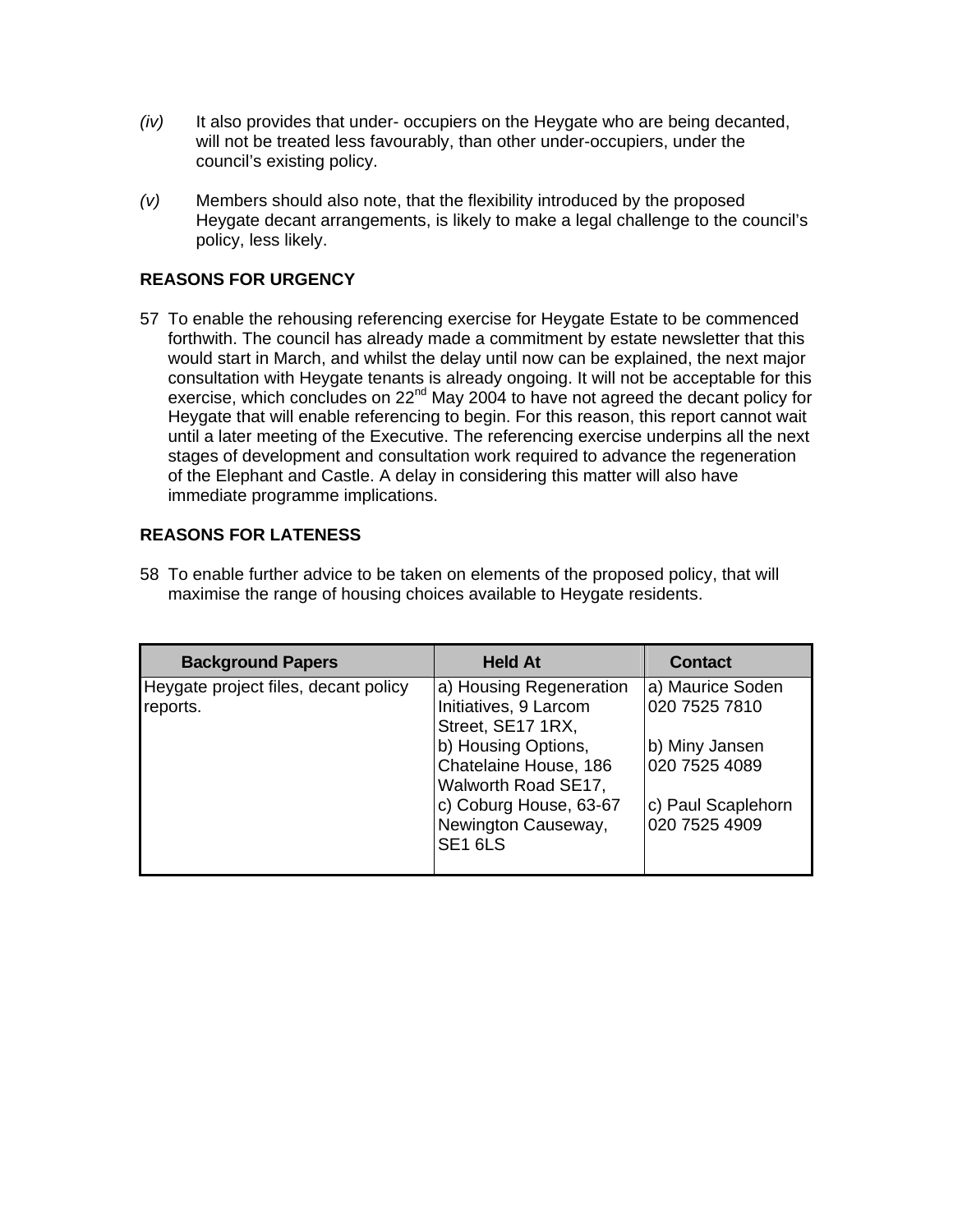*(iv)* It also provides that under- occupiers on the Heygate who are being decanted, will not be treated less favourably, than other under-occupiers, under the council's existing policy.

*(v)* Members should also note, that the flexibility introduced by the proposed Heygate decant arrangements, is likely to make a legal challenge to the council's policy, less likely.

**REASONS FOR URGENCY**

57 To enable the rehousing referencing exercise for Heygate Estate to be commenced forthwith. The council has already made a commitment by estate newsletter that this would start in March, and whilst the delay until now can be explained, the next major consultation with Heygate tenants is already ongoing. It will not be acceptable for this exercise, which concludes on 22nd May 2004 to have not agreed the decant policy for Heygate that will enable referencing to begin. For this reason, this report cannot wait until a later meeting of the Executive. The referencing exercise underpins all the next stages of development and consultation work required to advance the regeneration of the Elephant and Castle. A delay in considering this matter will also have immediate programme implications.

**REASONS FOR LATENESS**

58 To enable further advice to be taken on elements of the proposed policy, that will maximise the range of housing choices available to Heygate residents.

| Background Papers | Held At | Contact |
|---|---|---|
| Heygate project files, decant policy reports. | a) Housing Regeneration Initiatives, 9 Larcom Street, SE17 1RX,<br>b) Housing Options, Chatelaine House, 186 Walworth Road SE17,<br>c) Coburg House, 63-67 Newington Causeway, SE1 6LS | a) Maurice Soden 020 7525 7810<br><br>b) Miny Jansen 020 7525 4089<br><br>c) Paul Scaplehorn 020 7525 4909 |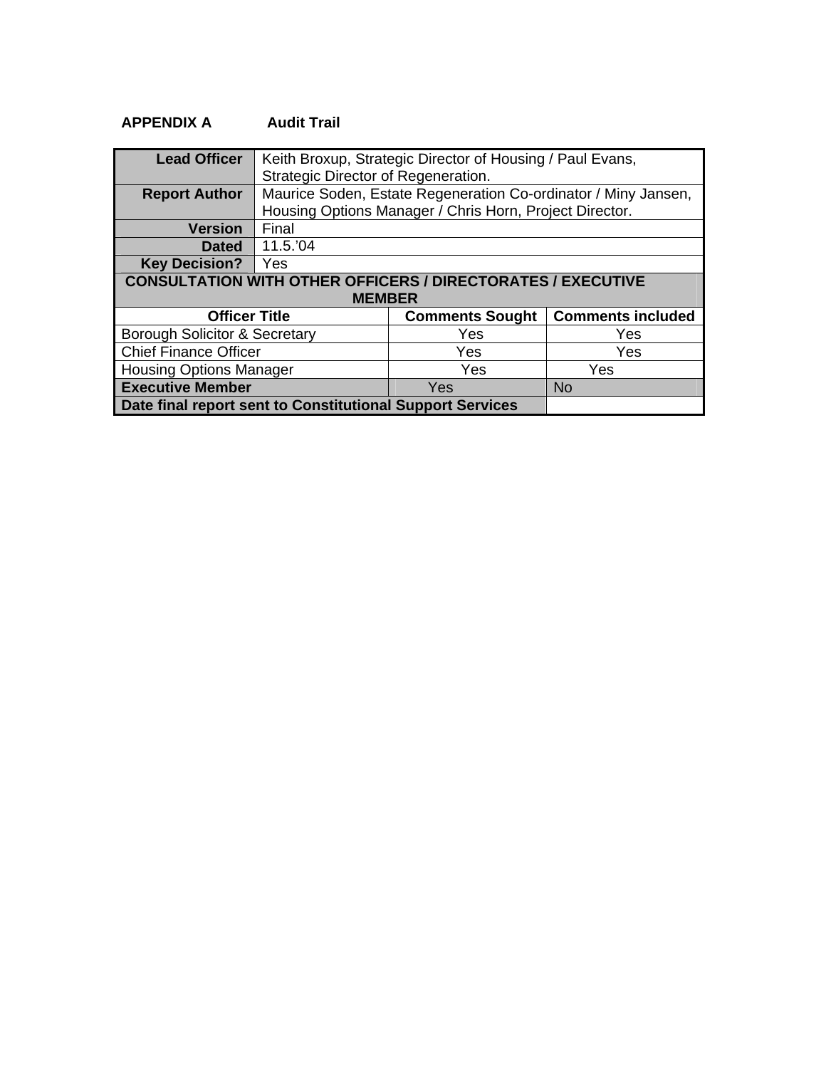**APPENDIX A Audit Trail**

| | | | |
|---|---|---|---|
| **Lead Officer** | Keith Broxup, Strategic Director of Housing / Paul Evans, Strategic Director of Regeneration. | | |
| **Report Author** | Maurice Soden, Estate Regeneration Co-ordinator / Miny Jansen, Housing Options Manager / Chris Horn, Project Director. | | |
| **Version** | Final | | |
| **Dated** | 11.5.'04 | | |
| **Key Decision?** | Yes | | |
| **CONSULTATION WITH OTHER OFFICERS / DIRECTORATES / EXECUTIVE MEMBER** | | | |
| **Officer Title** | | **Comments Sought** | **Comments included** |
| Borough Solicitor & Secretary | | Yes | Yes |
| Chief Finance Officer | | Yes | Yes |
| Housing Options Manager | | Yes | Yes |
| **Executive Member** | | Yes | No |
| **Date final report sent to Constitutional Support Services** | | | |